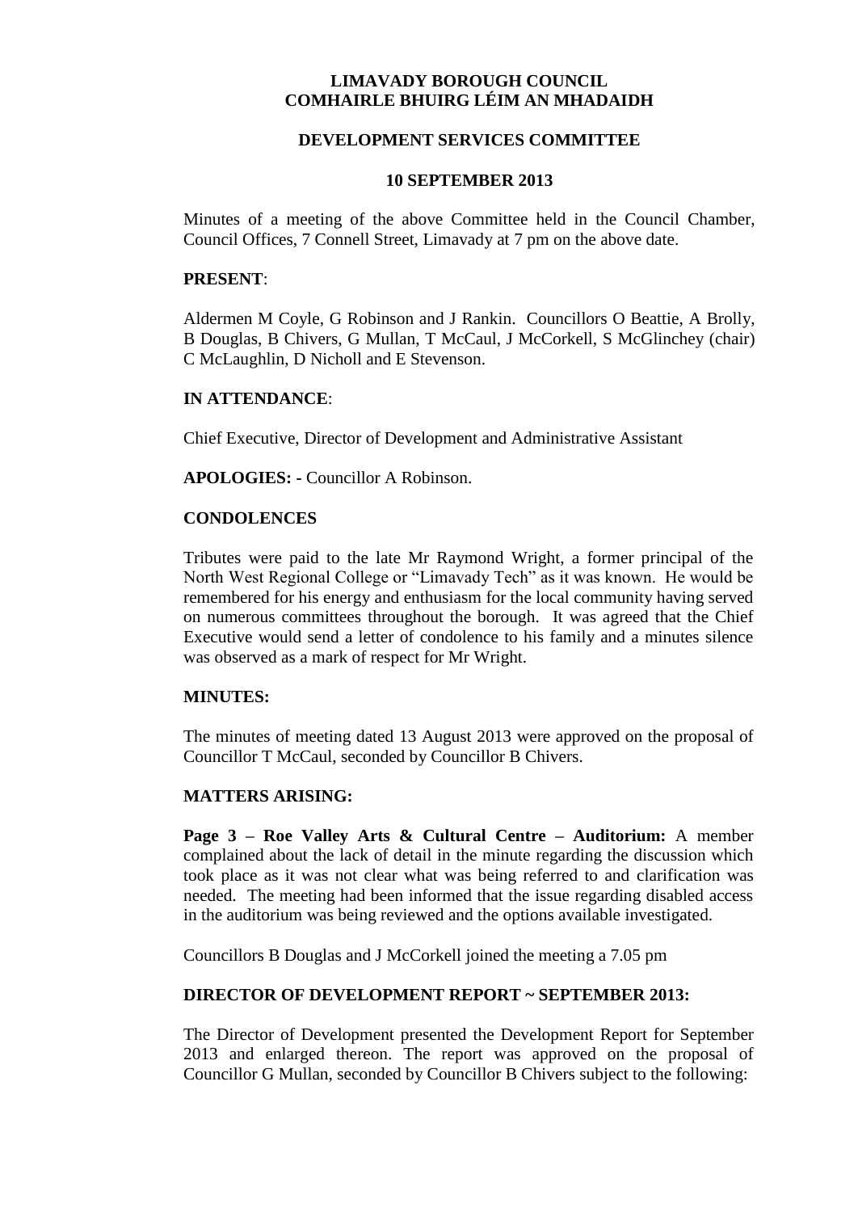# LIMAVADY BOROUGH COUNCIL
# COMHAIRLE BHUIRG LÉIM AN MHADAIDH

## DEVELOPMENT SERVICES COMMITTEE

## 10 SEPTEMBER 2013

Minutes of a meeting of the above Committee held in the Council Chamber, Council Offices, 7 Connell Street, Limavady at 7 pm on the above date.

**PRESENT**:

Aldermen M Coyle, G Robinson and J Rankin. Councillors O Beattie, A Brolly, B Douglas, B Chivers, G Mullan, T McCaul, J McCorkell, S McGlinchey (chair) C McLaughlin, D Nicholl and E Stevenson.

**IN ATTENDANCE**:

Chief Executive, Director of Development and Administrative Assistant

**APOLOGIES: -** Councillor A Robinson.

**CONDOLENCES**

Tributes were paid to the late Mr Raymond Wright, a former principal of the North West Regional College or "Limavady Tech" as it was known. He would be remembered for his energy and enthusiasm for the local community having served on numerous committees throughout the borough. It was agreed that the Chief Executive would send a letter of condolence to his family and a minutes silence was observed as a mark of respect for Mr Wright.

**MINUTES:**

The minutes of meeting dated 13 August 2013 were approved on the proposal of Councillor T McCaul, seconded by Councillor B Chivers.

**MATTERS ARISING:**

**Page 3 – Roe Valley Arts & Cultural Centre – Auditorium:** A member complained about the lack of detail in the minute regarding the discussion which took place as it was not clear what was being referred to and clarification was needed. The meeting had been informed that the issue regarding disabled access in the auditorium was being reviewed and the options available investigated.

Councillors B Douglas and J McCorkell joined the meeting a 7.05 pm

**DIRECTOR OF DEVELOPMENT REPORT ~ SEPTEMBER 2013:**

The Director of Development presented the Development Report for September 2013 and enlarged thereon. The report was approved on the proposal of Councillor G Mullan, seconded by Councillor B Chivers subject to the following: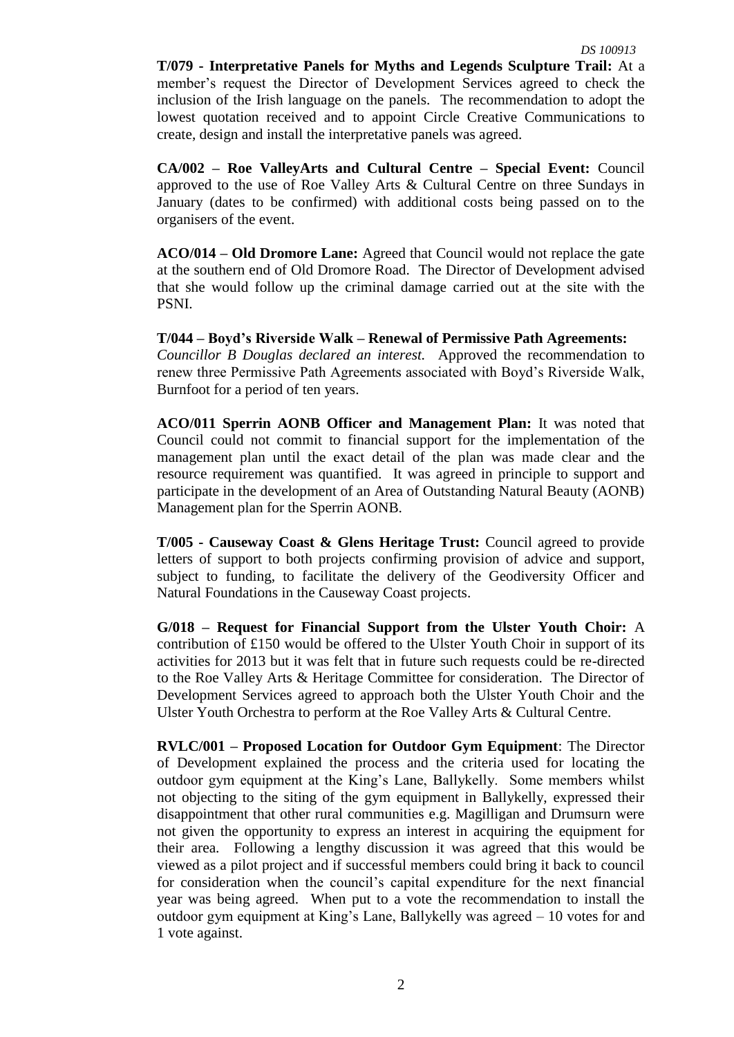**T/079 - Interpretative Panels for Myths and Legends Sculpture Trail:** At a member's request the Director of Development Services agreed to check the inclusion of the Irish language on the panels. The recommendation to adopt the lowest quotation received and to appoint Circle Creative Communications to create, design and install the interpretative panels was agreed.

**CA/002 – Roe ValleyArts and Cultural Centre – Special Event:** Council approved to the use of Roe Valley Arts & Cultural Centre on three Sundays in January (dates to be confirmed) with additional costs being passed on to the organisers of the event.

**ACO/014 – Old Dromore Lane:** Agreed that Council would not replace the gate at the southern end of Old Dromore Road. The Director of Development advised that she would follow up the criminal damage carried out at the site with the PSNI.

**T/044 – Boyd's Riverside Walk – Renewal of Permissive Path Agreements:** *Councillor B Douglas declared an interest.* Approved the recommendation to renew three Permissive Path Agreements associated with Boyd's Riverside Walk, Burnfoot for a period of ten years.

**ACO/011 Sperrin AONB Officer and Management Plan:** It was noted that Council could not commit to financial support for the implementation of the management plan until the exact detail of the plan was made clear and the resource requirement was quantified. It was agreed in principle to support and participate in the development of an Area of Outstanding Natural Beauty (AONB) Management plan for the Sperrin AONB.

**T/005 - Causeway Coast & Glens Heritage Trust:** Council agreed to provide letters of support to both projects confirming provision of advice and support, subject to funding, to facilitate the delivery of the Geodiversity Officer and Natural Foundations in the Causeway Coast projects.

**G/018 – Request for Financial Support from the Ulster Youth Choir:** A contribution of £150 would be offered to the Ulster Youth Choir in support of its activities for 2013 but it was felt that in future such requests could be re-directed to the Roe Valley Arts & Heritage Committee for consideration. The Director of Development Services agreed to approach both the Ulster Youth Choir and the Ulster Youth Orchestra to perform at the Roe Valley Arts & Cultural Centre.

**RVLC/001 – Proposed Location for Outdoor Gym Equipment**: The Director of Development explained the process and the criteria used for locating the outdoor gym equipment at the King's Lane, Ballykelly. Some members whilst not objecting to the siting of the gym equipment in Ballykelly, expressed their disappointment that other rural communities e.g. Magilligan and Drumsurn were not given the opportunity to express an interest in acquiring the equipment for their area. Following a lengthy discussion it was agreed that this would be viewed as a pilot project and if successful members could bring it back to council for consideration when the council's capital expenditure for the next financial year was being agreed. When put to a vote the recommendation to install the outdoor gym equipment at King's Lane, Ballykelly was agreed – 10 votes for and 1 vote against.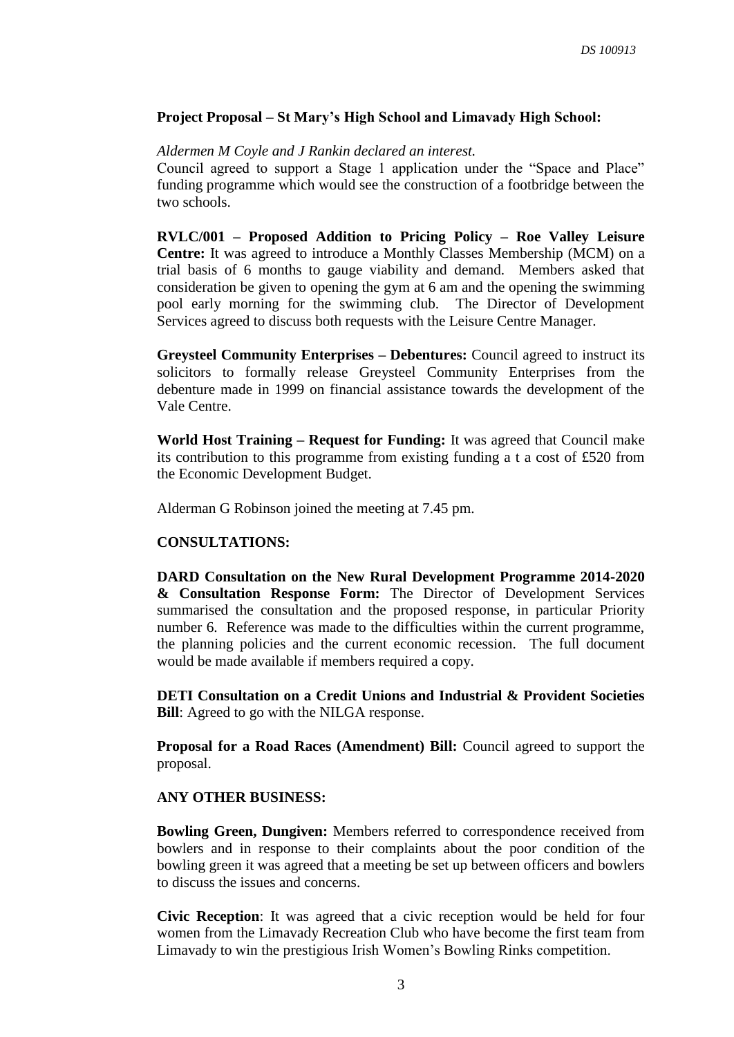**Project Proposal – St Mary's High School and Limavady High School:**

*Aldermen M Coyle and J Rankin declared an interest.*

Council agreed to support a Stage 1 application under the "Space and Place" funding programme which would see the construction of a footbridge between the two schools.

**RVLC/001 – Proposed Addition to Pricing Policy – Roe Valley Leisure Centre:** It was agreed to introduce a Monthly Classes Membership (MCM) on a trial basis of 6 months to gauge viability and demand. Members asked that consideration be given to opening the gym at 6 am and the opening the swimming pool early morning for the swimming club. The Director of Development Services agreed to discuss both requests with the Leisure Centre Manager.

**Greysteel Community Enterprises – Debentures:** Council agreed to instruct its solicitors to formally release Greysteel Community Enterprises from the debenture made in 1999 on financial assistance towards the development of the Vale Centre.

**World Host Training – Request for Funding:** It was agreed that Council make its contribution to this programme from existing funding a t a cost of £520 from the Economic Development Budget.

Alderman G Robinson joined the meeting at 7.45 pm.

**CONSULTATIONS:**

**DARD Consultation on the New Rural Development Programme 2014-2020 & Consultation Response Form:** The Director of Development Services summarised the consultation and the proposed response, in particular Priority number 6. Reference was made to the difficulties within the current programme, the planning policies and the current economic recession. The full document would be made available if members required a copy.

**DETI Consultation on a Credit Unions and Industrial & Provident Societies Bill**: Agreed to go with the NILGA response.

**Proposal for a Road Races (Amendment) Bill:** Council agreed to support the proposal.

**ANY OTHER BUSINESS:**

**Bowling Green, Dungiven:** Members referred to correspondence received from bowlers and in response to their complaints about the poor condition of the bowling green it was agreed that a meeting be set up between officers and bowlers to discuss the issues and concerns.

**Civic Reception**: It was agreed that a civic reception would be held for four women from the Limavady Recreation Club who have become the first team from Limavady to win the prestigious Irish Women's Bowling Rinks competition.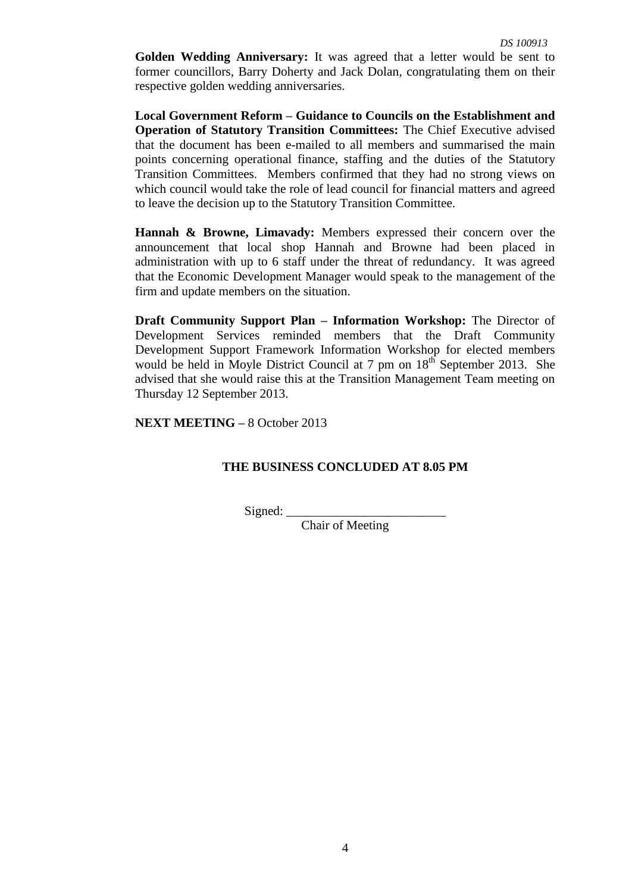**Golden Wedding Anniversary:** It was agreed that a letter would be sent to former councillors, Barry Doherty and Jack Dolan, congratulating them on their respective golden wedding anniversaries.

**Local Government Reform – Guidance to Councils on the Establishment and Operation of Statutory Transition Committees:** The Chief Executive advised that the document has been e-mailed to all members and summarised the main points concerning operational finance, staffing and the duties of the Statutory Transition Committees. Members confirmed that they had no strong views on which council would take the role of lead council for financial matters and agreed to leave the decision up to the Statutory Transition Committee.

**Hannah & Browne, Limavady:** Members expressed their concern over the announcement that local shop Hannah and Browne had been placed in administration with up to 6 staff under the threat of redundancy. It was agreed that the Economic Development Manager would speak to the management of the firm and update members on the situation.

**Draft Community Support Plan – Information Workshop:** The Director of Development Services reminded members that the Draft Community Development Support Framework Information Workshop for elected members would be held in Moyle District Council at 7 pm on 18th September 2013. She advised that she would raise this at the Transition Management Team meeting on Thursday 12 September 2013.

**NEXT MEETING –** 8 October 2013

**THE BUSINESS CONCLUDED AT 8.05 PM**

Signed: _________________________

Chair of Meeting